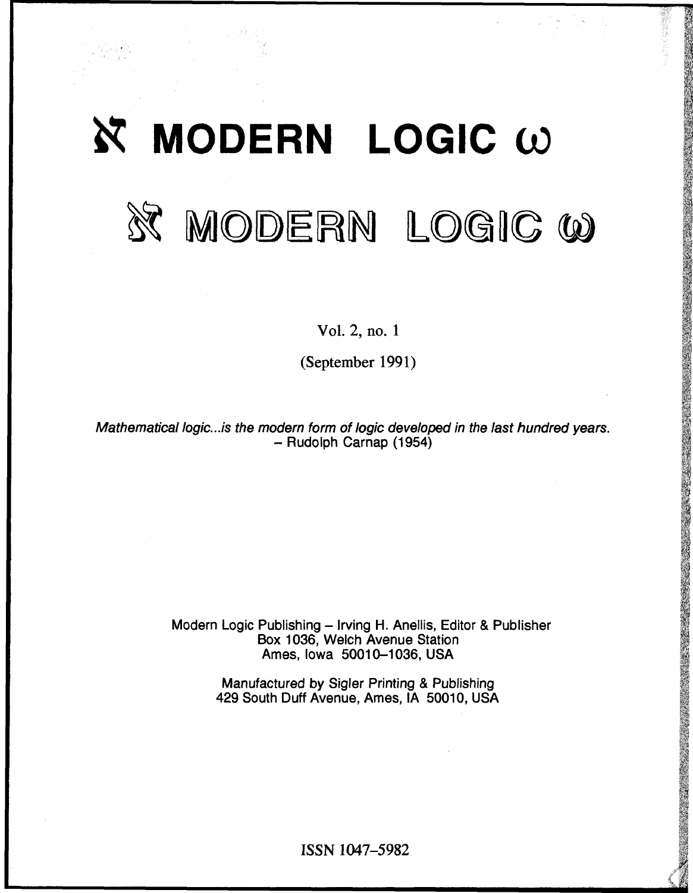# ℵ MODERN LOGIC ω

# ℵ MODERN LOGIC ω

Vol. 2, no. 1

(September 1991)

*Mathematical logic...is the modern form of logic developed in the last hundred years.*
– Rudolph Carnap (1954)

Modern Logic Publishing – Irving H. Anellis, Editor & Publisher
Box 1036, Welch Avenue Station
Ames, Iowa 50010–1036, USA

Manufactured by Sigler Printing & Publishing
429 South Duff Avenue, Ames, IA 50010, USA

ISSN 1047–5982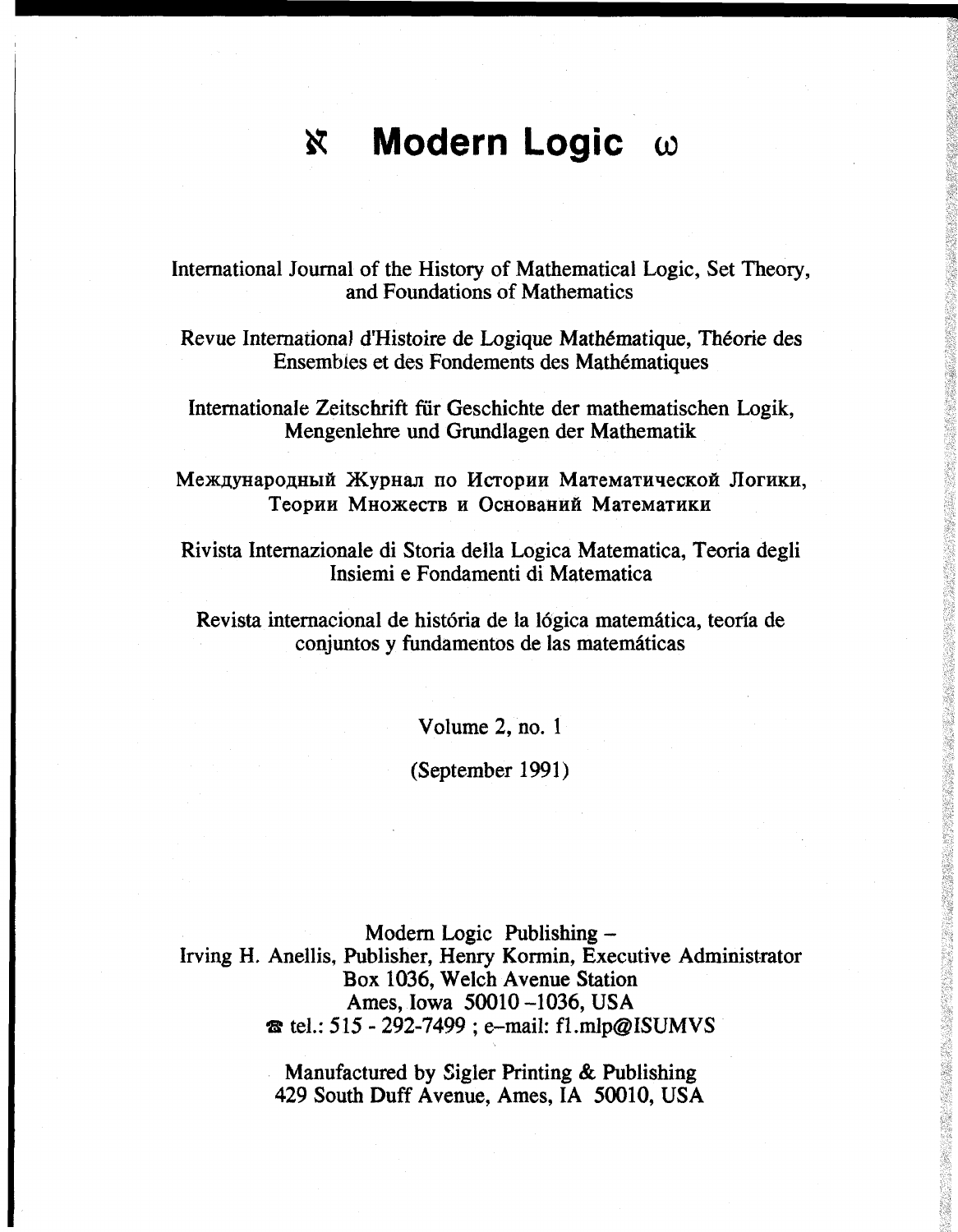# ℵ Modern Logic ω

International Journal of the History of Mathematical Logic, Set Theory, and Foundations of Mathematics

Revue International d'Histoire de Logique Mathématique, Théorie des Ensembles et des Fondements des Mathématiques

Internationale Zeitschrift für Geschichte der mathematischen Logik, Mengenlehre und Grundlagen der Mathematik

Международный Журнал по Истории Математической Логики, Теории Множеств и Оснований Математики

Rivista Internazionale di Storia della Logica Matematica, Teoria degli Insiemi e Fondamenti di Matematica

Revista internacional de história de la lógica matemática, teoría de conjuntos y fundamentos de las matemáticas

Volume 2, no. 1

(September 1991)

Modern Logic Publishing –
Irving H. Anellis, Publisher, Henry Kormin, Executive Administrator
Box 1036, Welch Avenue Station
Ames, Iowa 50010–1036, USA
☎ tel.: 515 - 292-7499 ; e-mail: f1.mlp@ISUMVS

Manufactured by Sigler Printing & Publishing
429 South Duff Avenue, Ames, IA 50010, USA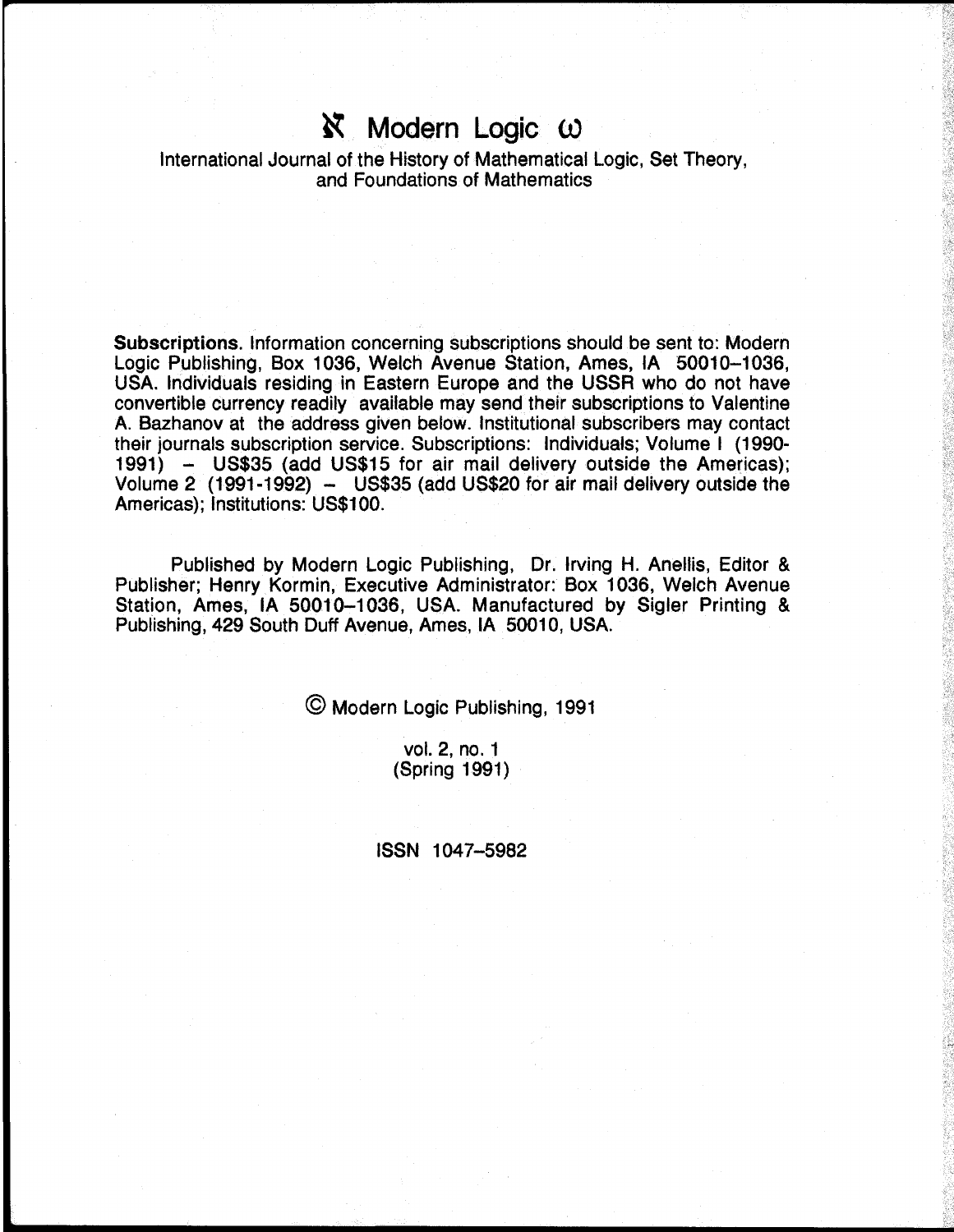# ℵ Modern Logic ω

International Journal of the History of Mathematical Logic, Set Theory, and Foundations of Mathematics

**Subscriptions.** Information concerning subscriptions should be sent to: Modern Logic Publishing, Box 1036, Welch Avenue Station, Ames, IA 50010–1036, USA. Individuals residing in Eastern Europe and the USSR who do not have convertible currency readily available may send their subscriptions to Valentine A. Bazhanov at the address given below. Institutional subscribers may contact their journals subscription service. Subscriptions: Individuals; Volume I (1990-1991) – US$35 (add US$15 for air mail delivery outside the Americas); Volume 2 (1991-1992) – US$35 (add US$20 for air mail delivery outside the Americas); Institutions: US$100.

Published by Modern Logic Publishing, Dr. Irving H. Anellis, Editor & Publisher; Henry Kormin, Executive Administrator: Box 1036, Welch Avenue Station, Ames, IA 50010–1036, USA. Manufactured by Sigler Printing & Publishing, 429 South Duff Avenue, Ames, IA 50010, USA.

© Modern Logic Publishing, 1991

vol. 2, no. 1
(Spring 1991)

ISSN 1047–5982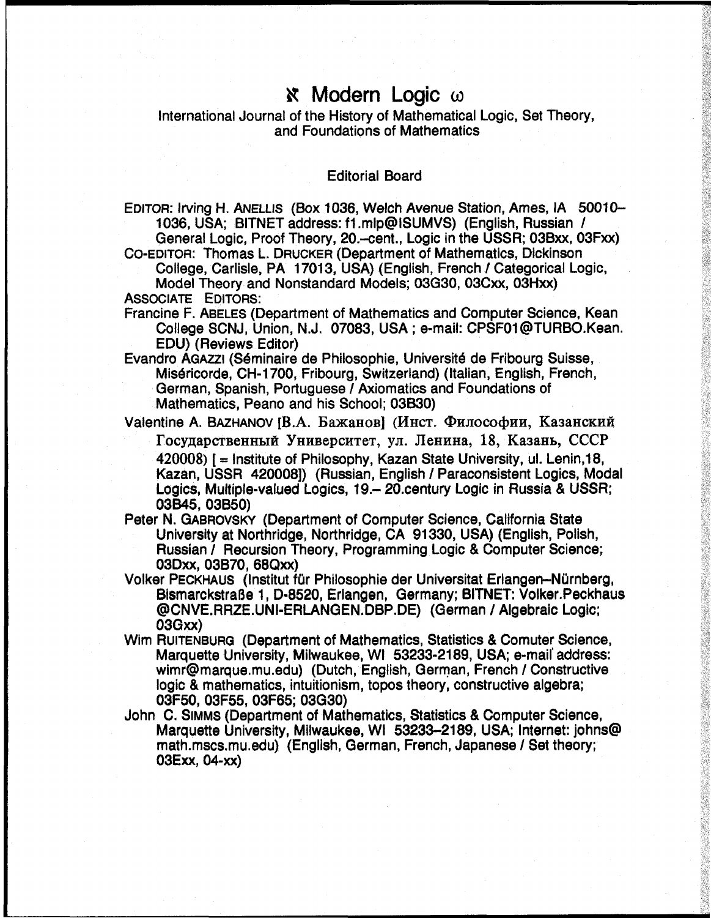# ℵ Modern Logic ω

International Journal of the History of Mathematical Logic, Set Theory, and Foundations of Mathematics

## Editorial Board

EDITOR: Irving H. ANELLIS (Box 1036, Welch Avenue Station, Ames, IA 50010–1036, USA; BITNET address: f1.mlp@ISUMVS) (English, Russian / General Logic, Proof Theory, 20.–cent., Logic in the USSR; 03Bxx, 03Fxx)

CO-EDITOR: Thomas L. DRUCKER (Department of Mathematics, Dickinson College, Carlisle, PA 17013, USA) (English, French / Categorical Logic, Model Theory and Nonstandard Models; 03G30, 03Cxx, 03Hxx)

ASSOCIATE EDITORS:

Francine F. ABELES (Department of Mathematics and Computer Science, Kean College SCNJ, Union, N.J. 07083, USA ; e-mail: CPSF01@TURBO.Kean.EDU) (Reviews Editor)

Evandro AGAZZI (Séminaire de Philosophie, Université de Fribourg Suisse, Miséricorde, CH-1700, Fribourg, Switzerland) (Italian, English, French, German, Spanish, Portuguese / Axiomatics and Foundations of Mathematics, Peano and his School; 03B30)

Valentine A. BAZHANOV [В.А. Бажанов] (Инст. Философии, Казанский Государственный Университет, ул. Ленина, 18, Казань, СССР 420008) [ = Institute of Philosophy, Kazan State University, ul. Lenin,18, Kazan, USSR 420008]) (Russian, English / Paraconsistent Logics, Modal Logics, Multiple-valued Logics, 19.– 20.century Logic in Russia & USSR; 03B45, 03B50)

Peter N. GABROVSKY (Department of Computer Science, California State University at Northridge, Northridge, CA 91330, USA) (English, Polish, Russian / Recursion Theory, Programming Logic & Computer Science; 03Dxx, 03B70, 68Qxx)

Volker PECKHAUS (Institut für Philosophie der Universitat Erlangen–Nürnberg, Bismarckstraße 1, D-8520, Erlangen, Germany; BITNET: Volker.Peckhaus@CNVE.RRZE.UNI-ERLANGEN.DBP.DE) (German / Algebraic Logic; 03Gxx)

Wim RUITENBURG (Department of Mathematics, Statistics & Comuter Science, Marquette University, Milwaukee, WI 53233-2189, USA; e-mail address: wimr@marque.mu.edu) (Dutch, English, German, French / Constructive logic & mathematics, intuitionism, topos theory, constructive algebra; 03F50, 03F55, 03F65; 03G30)

John C. SIMMS (Department of Mathematics, Statistics & Computer Science, Marquette University, Milwaukee, WI 53233–2189, USA; Internet: johns@math.mscs.mu.edu) (English, German, French, Japanese / Set theory; 03Exx, 04-xx)